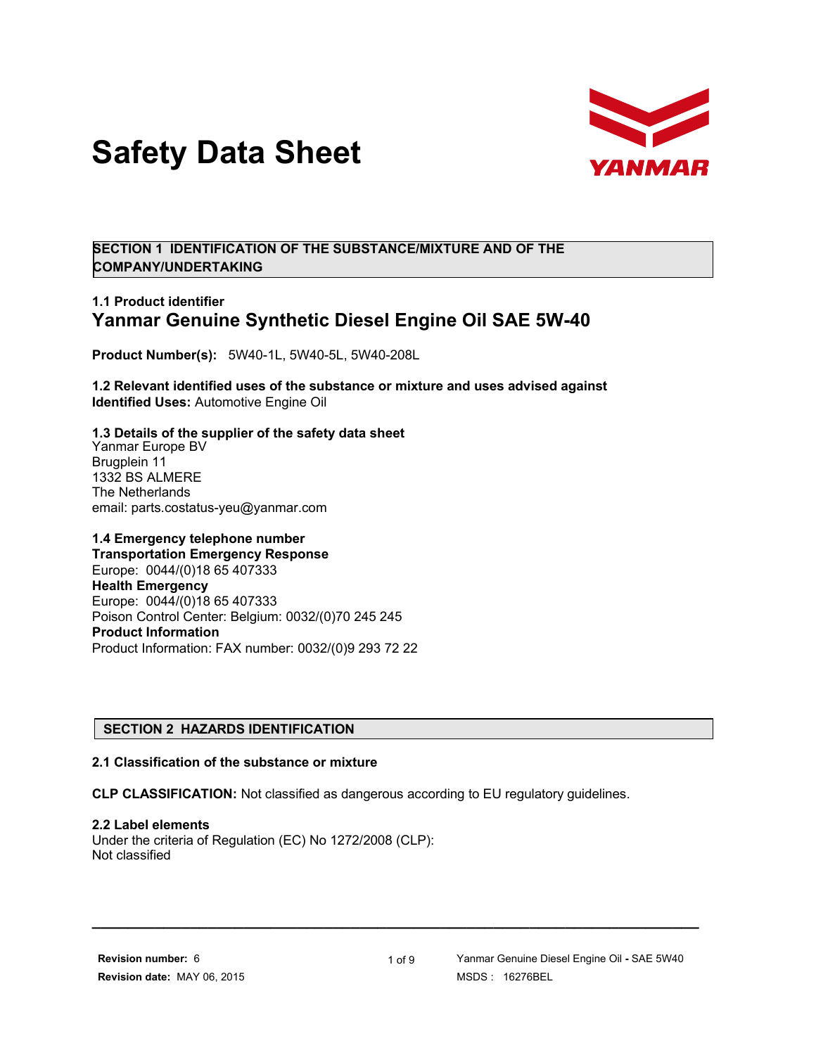# Safety Data Sheet

## SECTION 1 IDENTIFICATION OF THE SUBSTANCE/MIXTURE AND OF THE COMPANY/UNDERTAKING

### 1.1 Product identifier

## Yanmar Genuine Synthetic Diesel Engine Oil SAE 5W-40

**Product Number(s):** 5W40-1L, 5W40-5L, 5W40-208L

### 1.2 Relevant identified uses of the substance or mixture and uses advised against

**Identified Uses:** Automotive Engine Oil

### 1.3 Details of the supplier of the safety data sheet

Yanmar Europe BV
Brugplein 11
1332 BS ALMERE
The Netherlands
email: parts.costatus-yeu@yanmar.com

### 1.4 Emergency telephone number

**Transportation Emergency Response**
Europe: 0044/(0)18 65 407333
**Health Emergency**
Europe: 0044/(0)18 65 407333
Poison Control Center: Belgium: 0032/(0)70 245 245
**Product Information**
Product Information: FAX number: 0032/(0)9 293 72 22

## SECTION 2 HAZARDS IDENTIFICATION

### 2.1 Classification of the substance or mixture

**CLP CLASSIFICATION:** Not classified as dangerous according to EU regulatory guidelines.

### 2.2 Label elements

Under the criteria of Regulation (EC) No 1272/2008 (CLP):
Not classified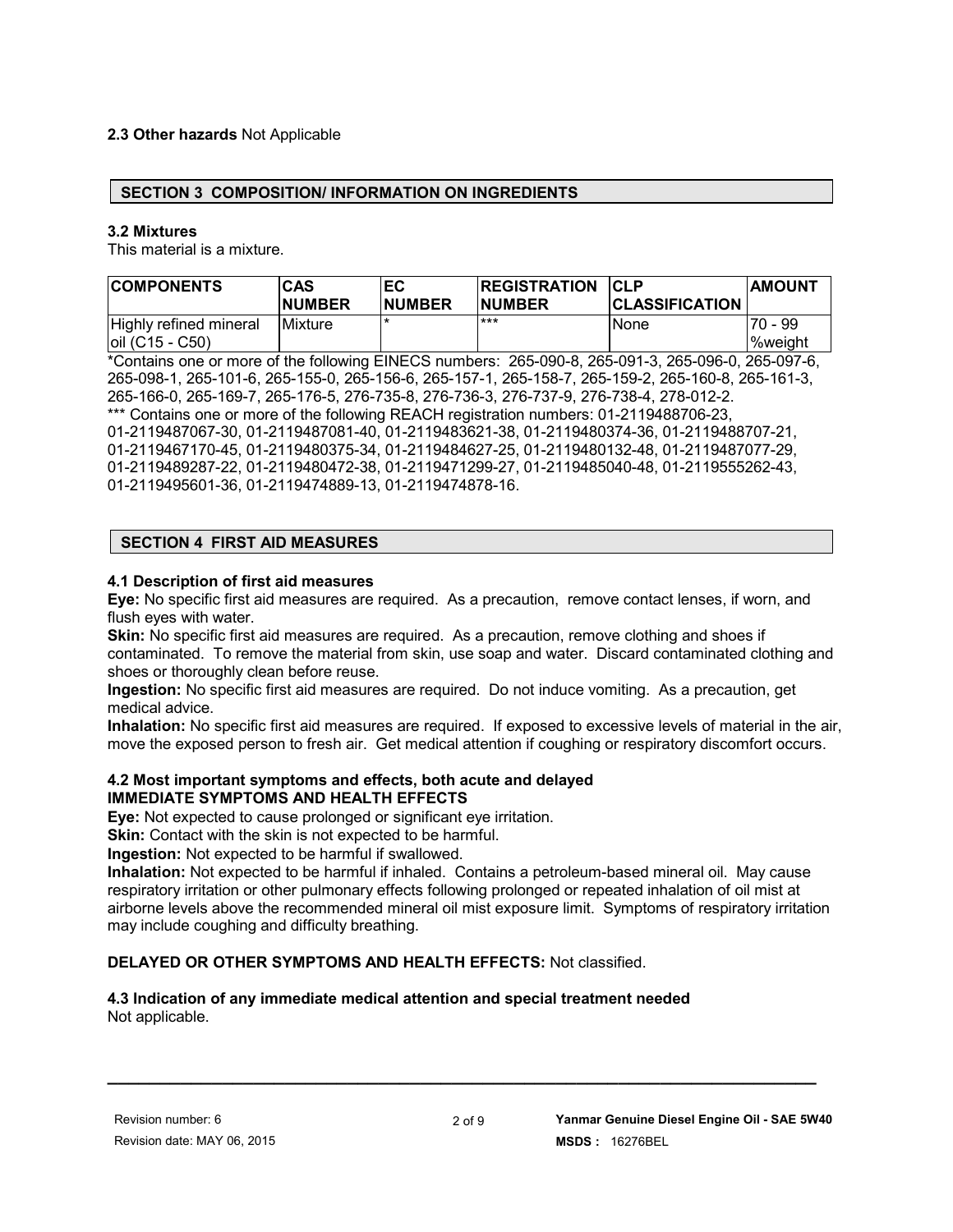**2.3 Other hazards** Not Applicable

## SECTION 3 COMPOSITION/ INFORMATION ON INGREDIENTS

### 3.2 Mixtures

This material is a mixture.

| COMPONENTS | CAS NUMBER | EC NUMBER | REGISTRATION NUMBER | CLP CLASSIFICATION | AMOUNT |
|---|---|---|---|---|---|
| Highly refined mineral oil (C15 - C50) | Mixture | * | *** | None | 70 - 99 %weight |

*Contains one or more of the following EINECS numbers: 265-090-8, 265-091-3, 265-096-0, 265-097-6, 265-098-1, 265-101-6, 265-155-0, 265-156-6, 265-157-1, 265-158-7, 265-159-2, 265-160-8, 265-161-3, 265-166-0, 265-169-7, 265-176-5, 276-735-8, 276-736-3, 276-737-9, 276-738-4, 278-012-2.

*** Contains one or more of the following REACH registration numbers: 01-2119488706-23, 01-2119487067-30, 01-2119487081-40, 01-2119483621-38, 01-2119480374-36, 01-2119488707-21, 01-2119467170-45, 01-2119480375-34, 01-2119484627-25, 01-2119480132-48, 01-2119487077-29, 01-2119489287-22, 01-2119480472-38, 01-2119471299-27, 01-2119485040-48, 01-2119555262-43, 01-2119495601-36, 01-2119474889-13, 01-2119474878-16.

## SECTION 4 FIRST AID MEASURES

### 4.1 Description of first aid measures

**Eye:** No specific first aid measures are required. As a precaution, remove contact lenses, if worn, and flush eyes with water.

**Skin:** No specific first aid measures are required. As a precaution, remove clothing and shoes if contaminated. To remove the material from skin, use soap and water. Discard contaminated clothing and shoes or thoroughly clean before reuse.

**Ingestion:** No specific first aid measures are required. Do not induce vomiting. As a precaution, get medical advice.

**Inhalation:** No specific first aid measures are required. If exposed to excessive levels of material in the air, move the exposed person to fresh air. Get medical attention if coughing or respiratory discomfort occurs.

### 4.2 Most important symptoms and effects, both acute and delayed

**IMMEDIATE SYMPTOMS AND HEALTH EFFECTS**

**Eye:** Not expected to cause prolonged or significant eye irritation.

**Skin:** Contact with the skin is not expected to be harmful.

**Ingestion:** Not expected to be harmful if swallowed.

**Inhalation:** Not expected to be harmful if inhaled. Contains a petroleum-based mineral oil. May cause respiratory irritation or other pulmonary effects following prolonged or repeated inhalation of oil mist at airborne levels above the recommended mineral oil mist exposure limit. Symptoms of respiratory irritation may include coughing and difficulty breathing.

**DELAYED OR OTHER SYMPTOMS AND HEALTH EFFECTS:** Not classified.

### 4.3 Indication of any immediate medical attention and special treatment needed

Not applicable.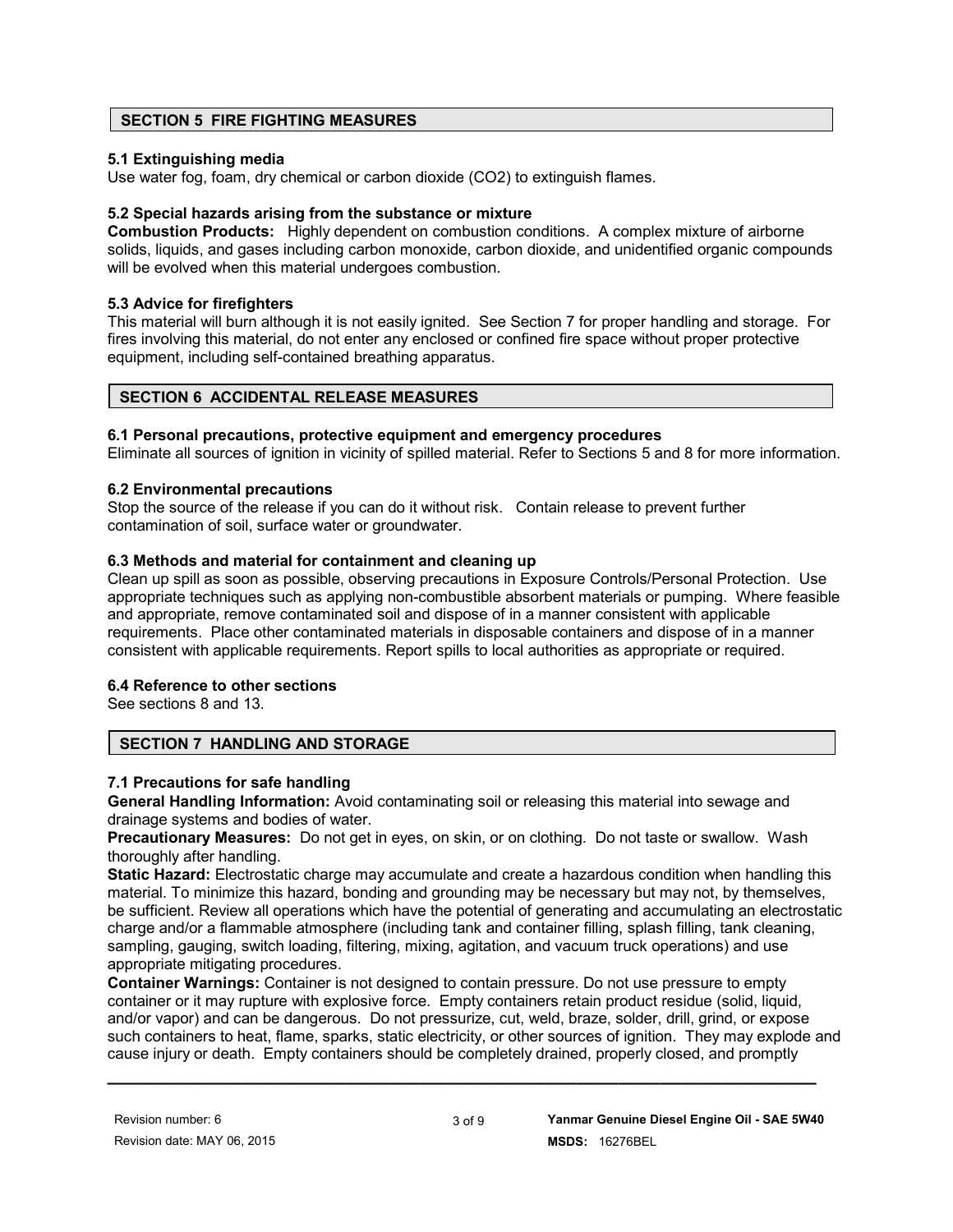## SECTION 5 FIRE FIGHTING MEASURES

### 5.1 Extinguishing media

Use water fog, foam, dry chemical or carbon dioxide ($CO_2$) to extinguish flames.

### 5.2 Special hazards arising from the substance or mixture

**Combustion Products:** Highly dependent on combustion conditions. A complex mixture of airborne solids, liquids, and gases including carbon monoxide, carbon dioxide, and unidentified organic compounds will be evolved when this material undergoes combustion.

### 5.3 Advice for firefighters

This material will burn although it is not easily ignited. See Section 7 for proper handling and storage. For fires involving this material, do not enter any enclosed or confined fire space without proper protective equipment, including self-contained breathing apparatus.

## SECTION 6 ACCIDENTAL RELEASE MEASURES

### 6.1 Personal precautions, protective equipment and emergency procedures

Eliminate all sources of ignition in vicinity of spilled material. Refer to Sections 5 and 8 for more information.

### 6.2 Environmental precautions

Stop the source of the release if you can do it without risk. Contain release to prevent further contamination of soil, surface water or groundwater.

### 6.3 Methods and material for containment and cleaning up

Clean up spill as soon as possible, observing precautions in Exposure Controls/Personal Protection. Use appropriate techniques such as applying non-combustible absorbent materials or pumping. Where feasible and appropriate, remove contaminated soil and dispose of in a manner consistent with applicable requirements. Place other contaminated materials in disposable containers and dispose of in a manner consistent with applicable requirements. Report spills to local authorities as appropriate or required.

### 6.4 Reference to other sections

See sections 8 and 13.

## SECTION 7 HANDLING AND STORAGE

### 7.1 Precautions for safe handling

**General Handling Information:** Avoid contaminating soil or releasing this material into sewage and drainage systems and bodies of water.

**Precautionary Measures:** Do not get in eyes, on skin, or on clothing. Do not taste or swallow. Wash thoroughly after handling.

**Static Hazard:** Electrostatic charge may accumulate and create a hazardous condition when handling this material. To minimize this hazard, bonding and grounding may be necessary but may not, by themselves, be sufficient. Review all operations which have the potential of generating and accumulating an electrostatic charge and/or a flammable atmosphere (including tank and container filling, splash filling, tank cleaning, sampling, gauging, switch loading, filtering, mixing, agitation, and vacuum truck operations) and use appropriate mitigating procedures.

**Container Warnings:** Container is not designed to contain pressure. Do not use pressure to empty container or it may rupture with explosive force. Empty containers retain product residue (solid, liquid, and/or vapor) and can be dangerous. Do not pressurize, cut, weld, braze, solder, drill, grind, or expose such containers to heat, flame, sparks, static electricity, or other sources of ignition. They may explode and cause injury or death. Empty containers should be completely drained, properly closed, and promptly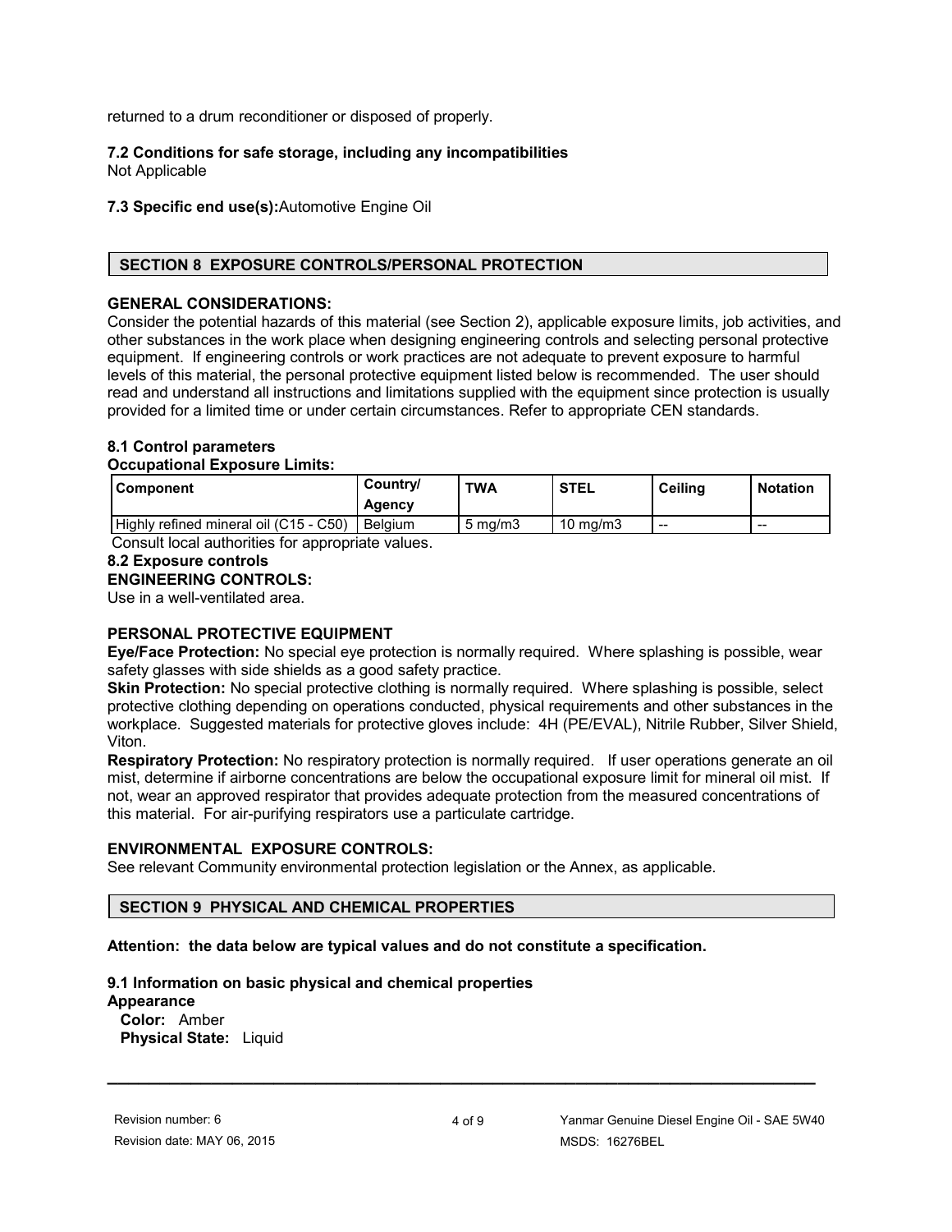returned to a drum reconditioner or disposed of properly.

### 7.2 Conditions for safe storage, including any incompatibilities

Not Applicable

**7.3 Specific end use(s):** Automotive Engine Oil

## SECTION 8 EXPOSURE CONTROLS/PERSONAL PROTECTION

**GENERAL CONSIDERATIONS:**

Consider the potential hazards of this material (see Section 2), applicable exposure limits, job activities, and other substances in the work place when designing engineering controls and selecting personal protective equipment. If engineering controls or work practices are not adequate to prevent exposure to harmful levels of this material, the personal protective equipment listed below is recommended. The user should read and understand all instructions and limitations supplied with the equipment since protection is usually provided for a limited time or under certain circumstances. Refer to appropriate CEN standards.

### 8.1 Control parameters

**Occupational Exposure Limits:**

| Component | Country/ Agency | TWA | STEL | Ceiling | Notation |
|---|---|---|---|---|---|
| Highly refined mineral oil (C15 - C50) | Belgium | 5 mg/m3 | 10 mg/m3 | -- | -- |

Consult local authorities for appropriate values.

### 8.2 Exposure controls

**ENGINEERING CONTROLS:**

Use in a well-ventilated area.

**PERSONAL PROTECTIVE EQUIPMENT**

**Eye/Face Protection:** No special eye protection is normally required. Where splashing is possible, wear safety glasses with side shields as a good safety practice.

**Skin Protection:** No special protective clothing is normally required. Where splashing is possible, select protective clothing depending on operations conducted, physical requirements and other substances in the workplace. Suggested materials for protective gloves include: 4H (PE/EVAL), Nitrile Rubber, Silver Shield, Viton.

**Respiratory Protection:** No respiratory protection is normally required. If user operations generate an oil mist, determine if airborne concentrations are below the occupational exposure limit for mineral oil mist. If not, wear an approved respirator that provides adequate protection from the measured concentrations of this material. For air-purifying respirators use a particulate cartridge.

**ENVIRONMENTAL EXPOSURE CONTROLS:**

See relevant Community environmental protection legislation or the Annex, as applicable.

## SECTION 9 PHYSICAL AND CHEMICAL PROPERTIES

**Attention: the data below are typical values and do not constitute a specification.**

### 9.1 Information on basic physical and chemical properties

**Appearance**

**Color:** Amber
**Physical State:** Liquid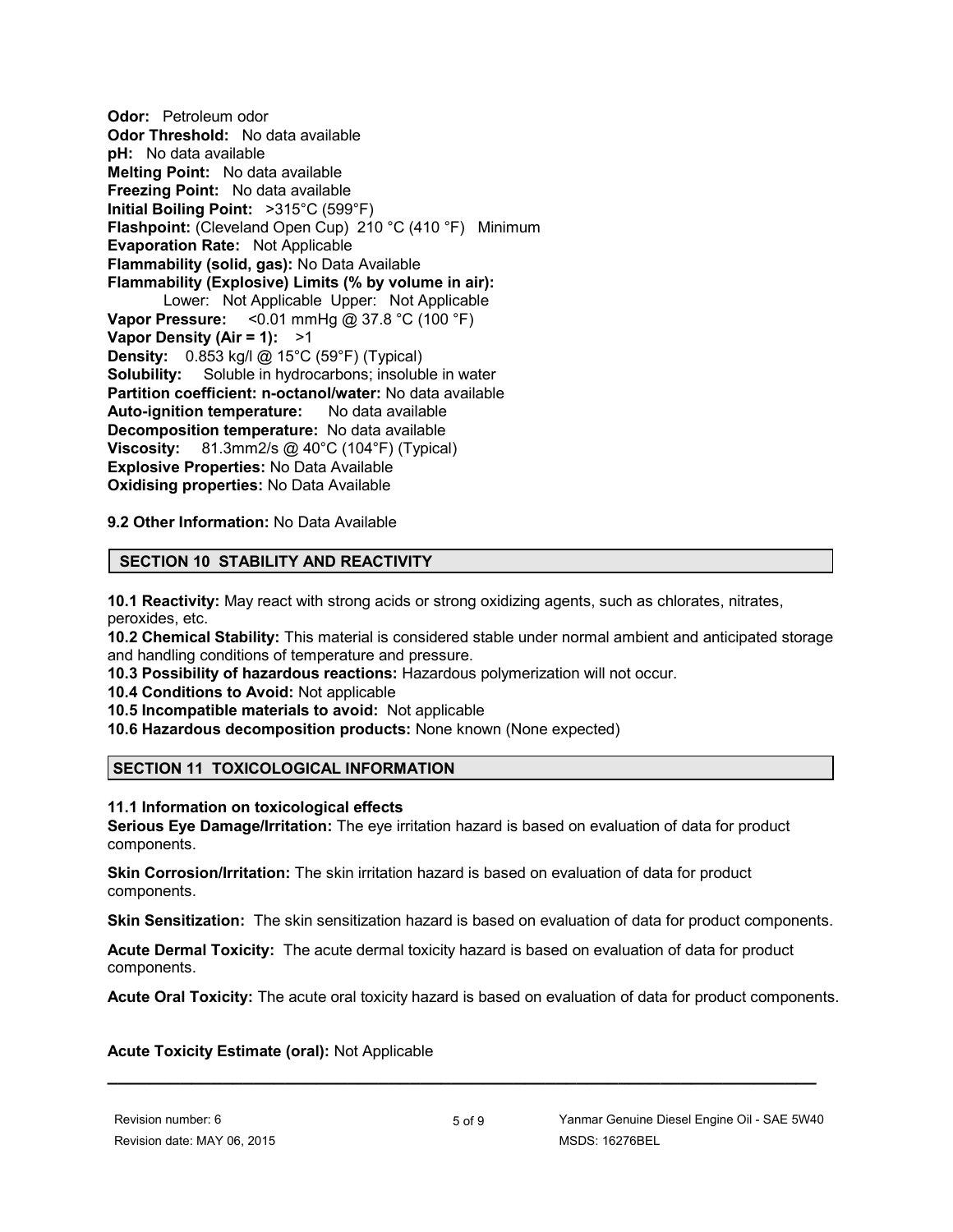**Odor:** Petroleum odor
**Odor Threshold:** No data available
**pH:** No data available
**Melting Point:** No data available
**Freezing Point:** No data available
**Initial Boiling Point:** >315°C (599°F)
**Flashpoint:** (Cleveland Open Cup) 210 °C (410 °F) Minimum
**Evaporation Rate:** Not Applicable
**Flammability (solid, gas):** No Data Available
**Flammability (Explosive) Limits (% by volume in air):**
Lower: Not Applicable Upper: Not Applicable
**Vapor Pressure:** <0.01 mmHg @ 37.8 °C (100 °F)
**Vapor Density (Air = 1):** >1
**Density:** 0.853 kg/l @ 15°C (59°F) (Typical)
**Solubility:** Soluble in hydrocarbons; insoluble in water
**Partition coefficient: n-octanol/water:** No data available
**Auto-ignition temperature:** No data available
**Decomposition temperature:** No data available
**Viscosity:** 81.3mm2/s @ 40°C (104°F) (Typical)
**Explosive Properties:** No Data Available
**Oxidising properties:** No Data Available

**9.2 Other Information:** No Data Available

## SECTION 10 STABILITY AND REACTIVITY

**10.1 Reactivity:** May react with strong acids or strong oxidizing agents, such as chlorates, nitrates, peroxides, etc.
**10.2 Chemical Stability:** This material is considered stable under normal ambient and anticipated storage and handling conditions of temperature and pressure.
**10.3 Possibility of hazardous reactions:** Hazardous polymerization will not occur.
**10.4 Conditions to Avoid:** Not applicable
**10.5 Incompatible materials to avoid:** Not applicable
**10.6 Hazardous decomposition products:** None known (None expected)

## SECTION 11 TOXICOLOGICAL INFORMATION

### 11.1 Information on toxicological effects

**Serious Eye Damage/Irritation:** The eye irritation hazard is based on evaluation of data for product components.

**Skin Corrosion/Irritation:** The skin irritation hazard is based on evaluation of data for product components.

**Skin Sensitization:** The skin sensitization hazard is based on evaluation of data for product components.

**Acute Dermal Toxicity:** The acute dermal toxicity hazard is based on evaluation of data for product components.

**Acute Oral Toxicity:** The acute oral toxicity hazard is based on evaluation of data for product components.

**Acute Toxicity Estimate (oral):** Not Applicable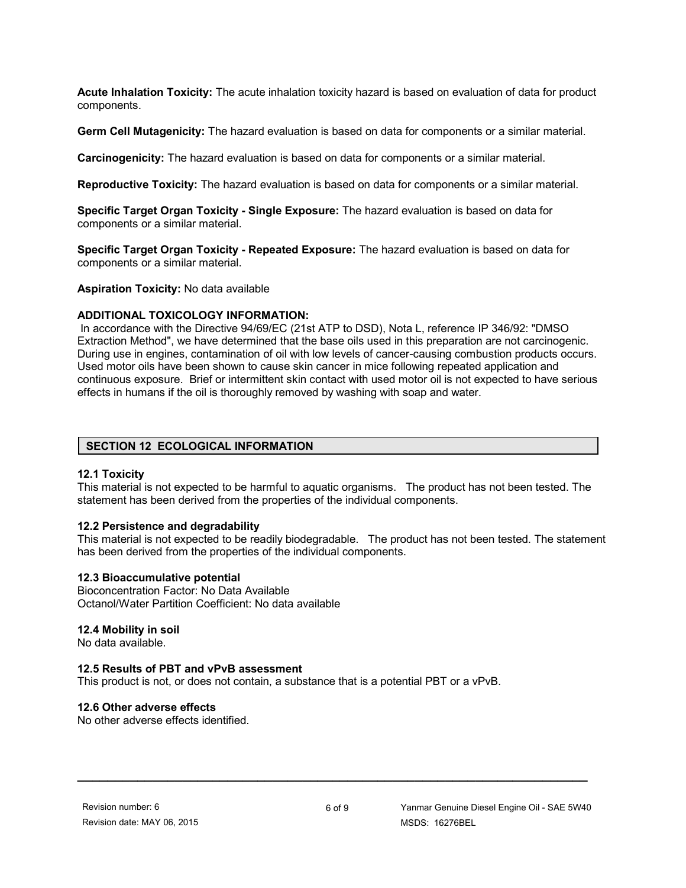**Acute Inhalation Toxicity:** The acute inhalation toxicity hazard is based on evaluation of data for product components.

**Germ Cell Mutagenicity:** The hazard evaluation is based on data for components or a similar material.

**Carcinogenicity:** The hazard evaluation is based on data for components or a similar material.

**Reproductive Toxicity:** The hazard evaluation is based on data for components or a similar material.

**Specific Target Organ Toxicity - Single Exposure:** The hazard evaluation is based on data for components or a similar material.

**Specific Target Organ Toxicity - Repeated Exposure:** The hazard evaluation is based on data for components or a similar material.

**Aspiration Toxicity:** No data available

**ADDITIONAL TOXICOLOGY INFORMATION:**

In accordance with the Directive 94/69/EC (21st ATP to DSD), Nota L, reference IP 346/92: "DMSO Extraction Method", we have determined that the base oils used in this preparation are not carcinogenic. During use in engines, contamination of oil with low levels of cancer-causing combustion products occurs. Used motor oils have been shown to cause skin cancer in mice following repeated application and continuous exposure. Brief or intermittent skin contact with used motor oil is not expected to have serious effects in humans if the oil is thoroughly removed by washing with soap and water.

## SECTION 12 ECOLOGICAL INFORMATION

### 12.1 Toxicity

This material is not expected to be harmful to aquatic organisms. The product has not been tested. The statement has been derived from the properties of the individual components.

### 12.2 Persistence and degradability

This material is not expected to be readily biodegradable. The product has not been tested. The statement has been derived from the properties of the individual components.

### 12.3 Bioaccumulative potential

Bioconcentration Factor: No Data Available
Octanol/Water Partition Coefficient: No data available

### 12.4 Mobility in soil

No data available.

### 12.5 Results of PBT and vPvB assessment

This product is not, or does not contain, a substance that is a potential PBT or a vPvB.

### 12.6 Other adverse effects

No other adverse effects identified.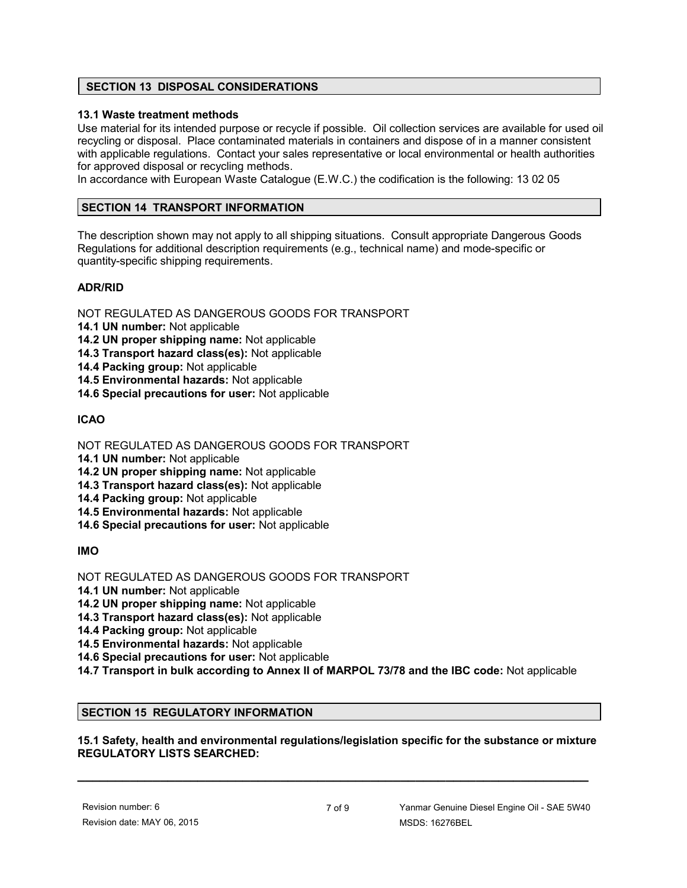## SECTION 13 DISPOSAL CONSIDERATIONS

### 13.1 Waste treatment methods

Use material for its intended purpose or recycle if possible. Oil collection services are available for used oil recycling or disposal. Place contaminated materials in containers and dispose of in a manner consistent with applicable regulations. Contact your sales representative or local environmental or health authorities for approved disposal or recycling methods.

In accordance with European Waste Catalogue (E.W.C.) the codification is the following: 13 02 05

## SECTION 14 TRANSPORT INFORMATION

The description shown may not apply to all shipping situations. Consult appropriate Dangerous Goods Regulations for additional description requirements (e.g., technical name) and mode-specific or quantity-specific shipping requirements.

### ADR/RID

NOT REGULATED AS DANGEROUS GOODS FOR TRANSPORT

**14.1 UN number:** Not applicable
**14.2 UN proper shipping name:** Not applicable
**14.3 Transport hazard class(es):** Not applicable
**14.4 Packing group:** Not applicable
**14.5 Environmental hazards:** Not applicable
**14.6 Special precautions for user:** Not applicable

### ICAO

NOT REGULATED AS DANGEROUS GOODS FOR TRANSPORT

**14.1 UN number:** Not applicable
**14.2 UN proper shipping name:** Not applicable
**14.3 Transport hazard class(es):** Not applicable
**14.4 Packing group:** Not applicable
**14.5 Environmental hazards:** Not applicable
**14.6 Special precautions for user:** Not applicable

### IMO

NOT REGULATED AS DANGEROUS GOODS FOR TRANSPORT

**14.1 UN number:** Not applicable
**14.2 UN proper shipping name:** Not applicable
**14.3 Transport hazard class(es):** Not applicable
**14.4 Packing group:** Not applicable
**14.5 Environmental hazards:** Not applicable
**14.6 Special precautions for user:** Not applicable
**14.7 Transport in bulk according to Annex II of MARPOL 73/78 and the IBC code:** Not applicable

## SECTION 15 REGULATORY INFORMATION

**15.1 Safety, health and environmental regulations/legislation specific for the substance or mixture**
**REGULATORY LISTS SEARCHED:**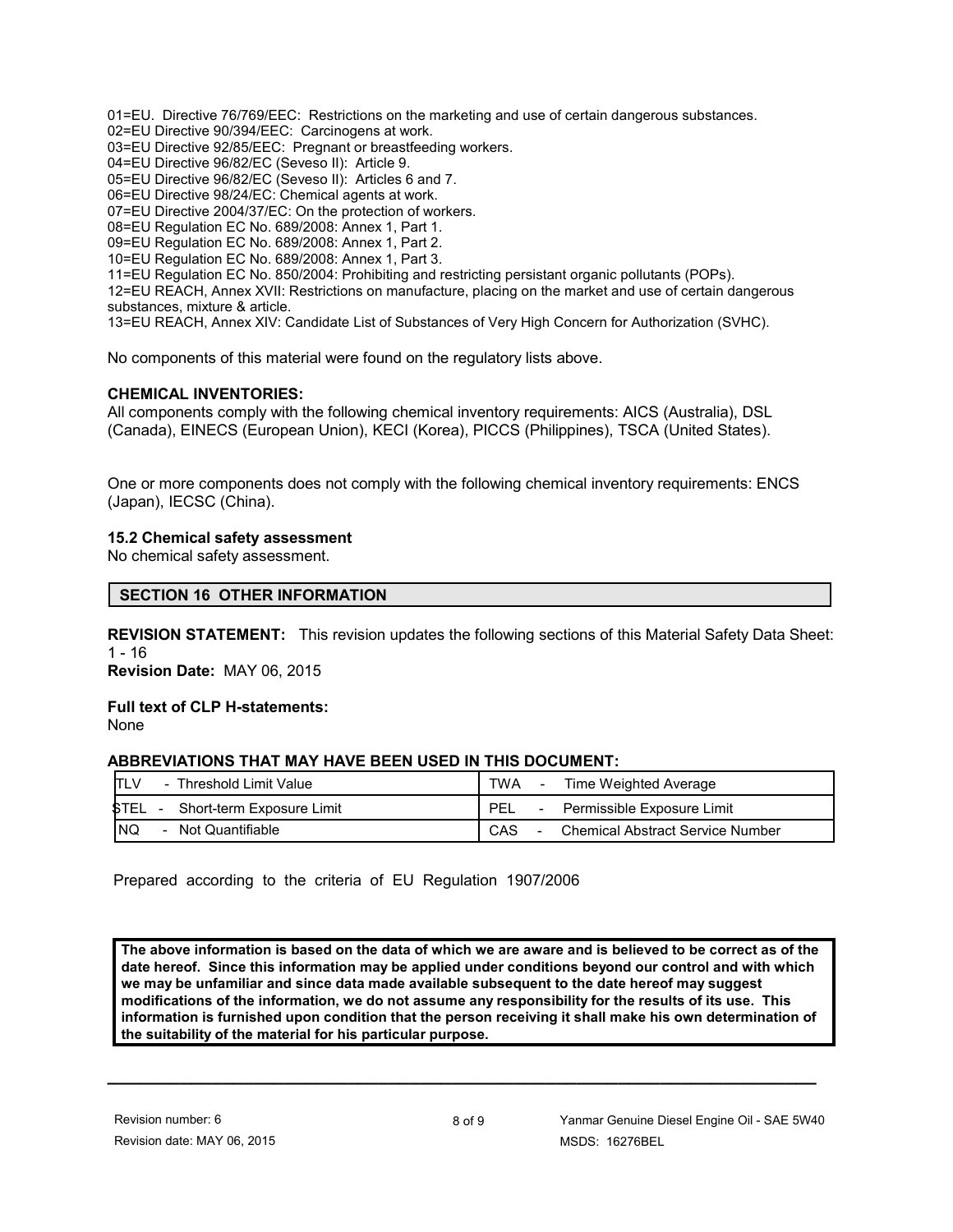01=EU. Directive 76/769/EEC: Restrictions on the marketing and use of certain dangerous substances.
02=EU Directive 90/394/EEC: Carcinogens at work.
03=EU Directive 92/85/EEC: Pregnant or breastfeeding workers.
04=EU Directive 96/82/EC (Seveso II): Article 9.
05=EU Directive 96/82/EC (Seveso II): Articles 6 and 7.
06=EU Directive 98/24/EC: Chemical agents at work.
07=EU Directive 2004/37/EC: On the protection of workers.
08=EU Regulation EC No. 689/2008: Annex 1, Part 1.
09=EU Regulation EC No. 689/2008: Annex 1, Part 2.
10=EU Regulation EC No. 689/2008: Annex 1, Part 3.
11=EU Regulation EC No. 850/2004: Prohibiting and restricting persistant organic pollutants (POPs).
12=EU REACH, Annex XVII: Restrictions on manufacture, placing on the market and use of certain dangerous substances, mixture & article.
13=EU REACH, Annex XIV: Candidate List of Substances of Very High Concern for Authorization (SVHC).

No components of this material were found on the regulatory lists above.

**CHEMICAL INVENTORIES:**
All components comply with the following chemical inventory requirements: AICS (Australia), DSL (Canada), EINECS (European Union), KECI (Korea), PICCS (Philippines), TSCA (United States).

One or more components does not comply with the following chemical inventory requirements: ENCS (Japan), IECSC (China).

**15.2 Chemical safety assessment**
No chemical safety assessment.

## SECTION 16 OTHER INFORMATION

**REVISION STATEMENT:** This revision updates the following sections of this Material Safety Data Sheet: 1 - 16
**Revision Date:** MAY 06, 2015

**Full text of CLP H-statements:**
None

**ABBREVIATIONS THAT MAY HAVE BEEN USED IN THIS DOCUMENT:**

| | |
|---|---|
| TLV - Threshold Limit Value | TWA - Time Weighted Average |
| STEL - Short-term Exposure Limit | PEL - Permissible Exposure Limit |
| NQ - Not Quantifiable | CAS - Chemical Abstract Service Number |

Prepared according to the criteria of EU Regulation 1907/2006

**The above information is based on the data of which we are aware and is believed to be correct as of the date hereof. Since this information may be applied under conditions beyond our control and with which we may be unfamiliar and since data made available subsequent to the date hereof may suggest modifications of the information, we do not assume any responsibility for the results of its use. This information is furnished upon condition that the person receiving it shall make his own determination of the suitability of the material for his particular purpose.**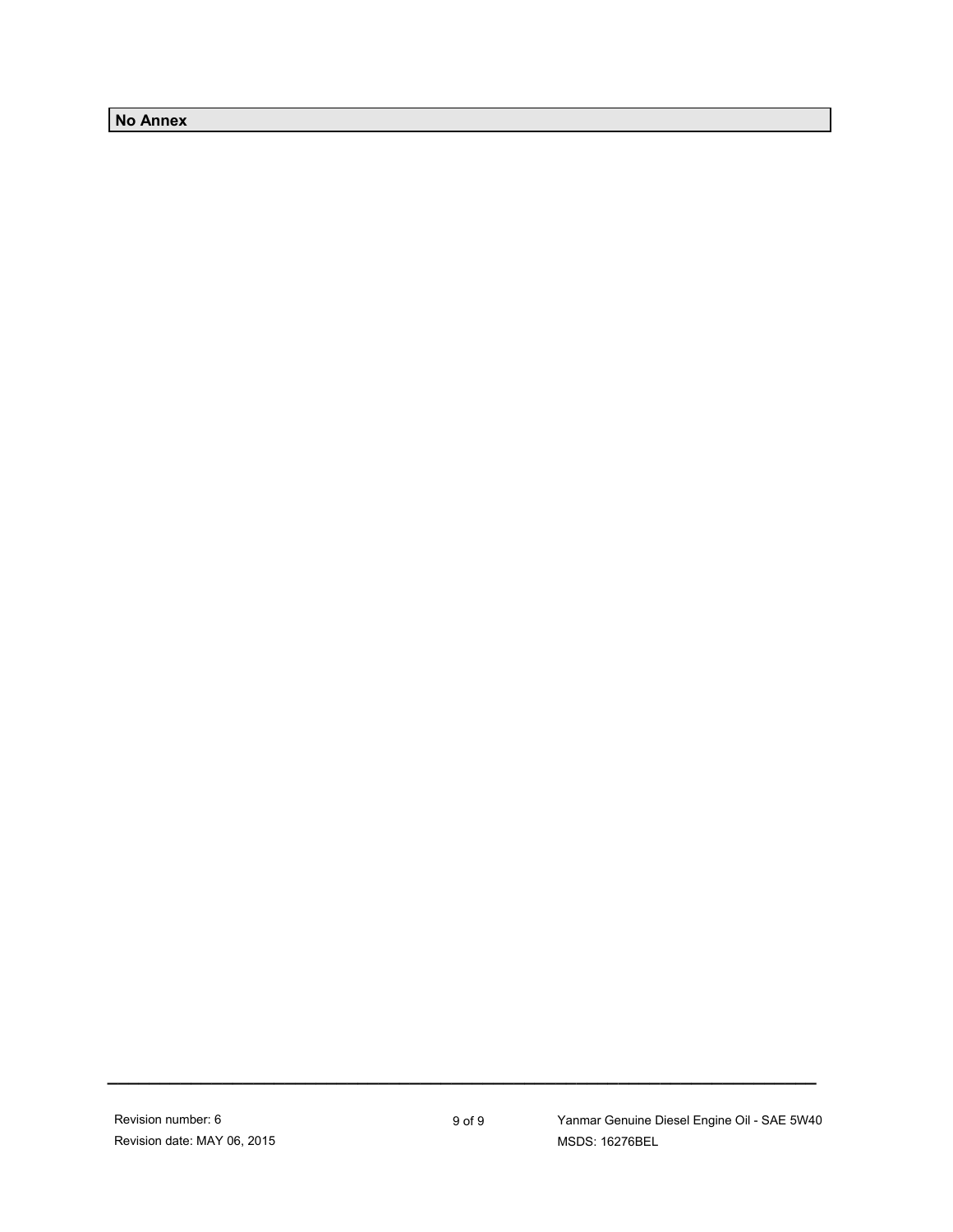**No Annex**